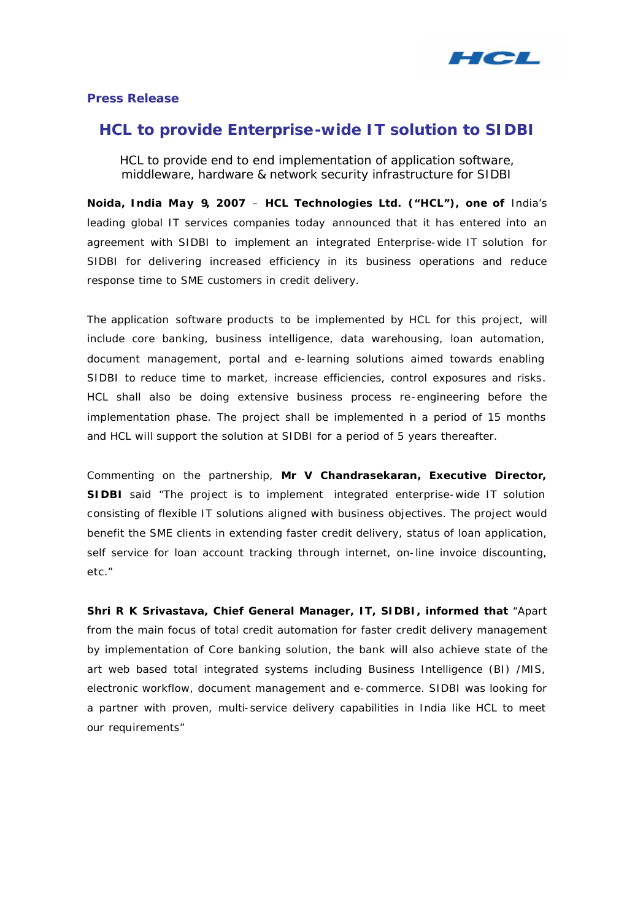**Press Release**

# HCL to provide Enterprise-wide IT solution to SIDBI

HCL to provide end to end implementation of application software, middleware, hardware & network security infrastructure for SIDBI

**Noida, India May 9, 2007** – **HCL Technologies Ltd. ("HCL"), one of** India's leading global IT services companies today announced that it has entered into an agreement with SIDBI to implement an integrated Enterprise-wide IT solution for SIDBI for delivering increased efficiency in its business operations and reduce response time to SME customers in credit delivery.

The application software products to be implemented by HCL for this project, will include core banking, business intelligence, data warehousing, loan automation, document management, portal and e-learning solutions aimed towards enabling SIDBI to reduce time to market, increase efficiencies, control exposures and risks. HCL shall also be doing extensive business process re-engineering before the implementation phase. The project shall be implemented in a period of 15 months and HCL will support the solution at SIDBI for a period of 5 years thereafter.

Commenting on the partnership, **Mr V Chandrasekaran, Executive Director, SIDBI** said "The project is to implement integrated enterprise-wide IT solution consisting of flexible IT solutions aligned with business objectives. The project would benefit the SME clients in extending faster credit delivery, status of loan application, self service for loan account tracking through internet, on-line invoice discounting, etc."

**Shri R K Srivastava, Chief General Manager, IT, SIDBI, informed that** "Apart from the main focus of total credit automation for faster credit delivery management by implementation of Core banking solution, the bank will also achieve state of the art web based total integrated systems including Business Intelligence (BI) /MIS, electronic workflow, document management and e-commerce. SIDBI was looking for a partner with proven, multi-service delivery capabilities in India like HCL to meet our requirements"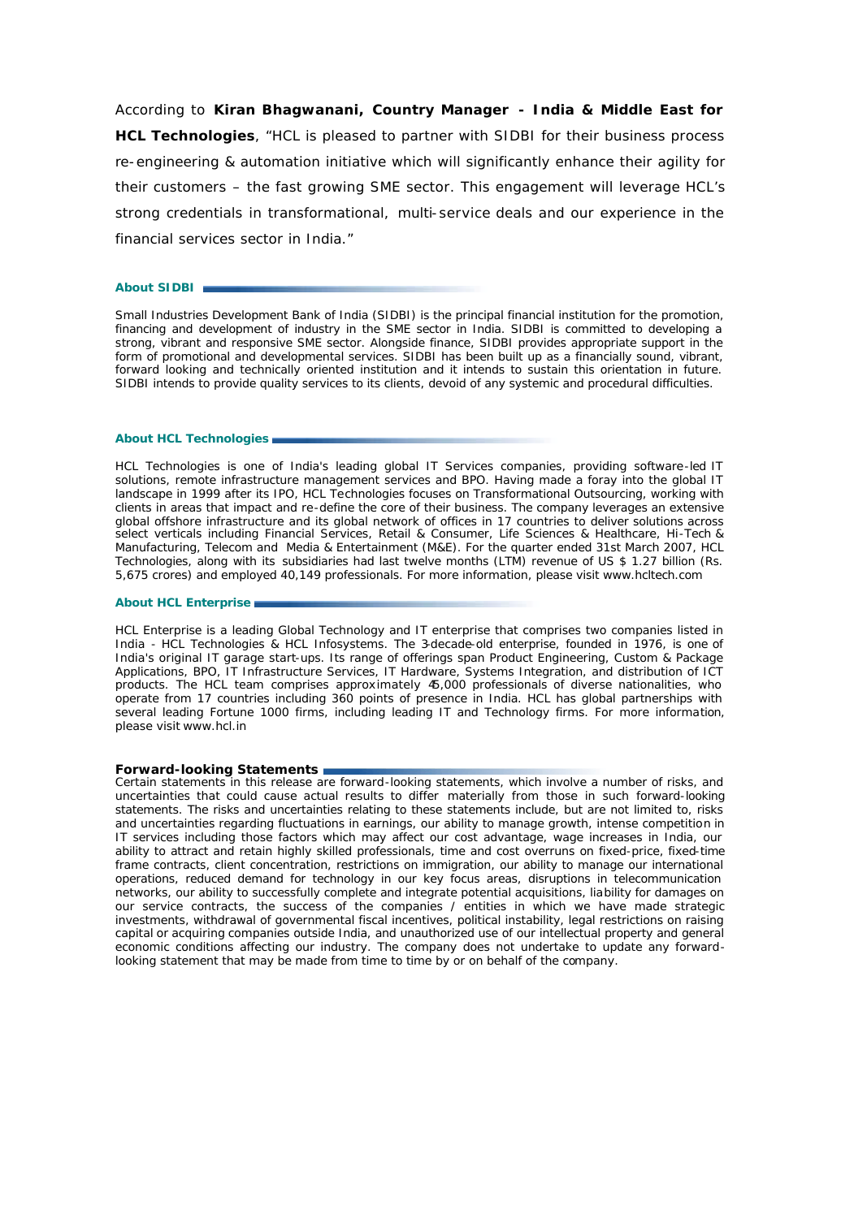According to **Kiran Bhagwanani, Country Manager - India & Middle East for HCL Technologies**, "HCL is pleased to partner with SIDBI for their business process re-engineering & automation initiative which will significantly enhance their agility for their customers – the fast growing SME sector. This engagement will leverage HCL's strong credentials in transformational, multi-service deals and our experience in the financial services sector in India."

### About SIDBI

Small Industries Development Bank of India (SIDBI) is the principal financial institution for the promotion, financing and development of industry in the SME sector in India. SIDBI is committed to developing a strong, vibrant and responsive SME sector. Alongside finance, SIDBI provides appropriate support in the form of promotional and developmental services. SIDBI has been built up as a financially sound, vibrant, forward looking and technically oriented institution and it intends to sustain this orientation in future. SIDBI intends to provide quality services to its clients, devoid of any systemic and procedural difficulties.

### About HCL Technologies

HCL Technologies is one of India's leading global IT Services companies, providing software-led IT solutions, remote infrastructure management services and BPO. Having made a foray into the global IT landscape in 1999 after its IPO, HCL Technologies focuses on Transformational Outsourcing, working with clients in areas that impact and re-define the core of their business. The company leverages an extensive global offshore infrastructure and its global network of offices in 17 countries to deliver solutions across select verticals including Financial Services, Retail & Consumer, Life Sciences & Healthcare, Hi-Tech & Manufacturing, Telecom and Media & Entertainment (M&E). For the quarter ended 31st March 2007, HCL Technologies, along with its subsidiaries had last twelve months (LTM) revenue of US $ 1.27 billion (Rs. 5,675 crores) and employed 40,149 professionals. For more information, please visit www.hcltech.com

### About HCL Enterprise

HCL Enterprise is a leading Global Technology and IT enterprise that comprises two companies listed in India - HCL Technologies & HCL Infosystems. The 3-decade-old enterprise, founded in 1976, is one of India's original IT garage start-ups. Its range of offerings span Product Engineering, Custom & Package Applications, BPO, IT Infrastructure Services, IT Hardware, Systems Integration, and distribution of ICT products. The HCL team comprises approximately 45,000 professionals of diverse nationalities, who operate from 17 countries including 360 points of presence in India. HCL has global partnerships with several leading Fortune 1000 firms, including leading IT and Technology firms. For more information, please visit www.hcl.in

### Forward-looking Statements

Certain statements in this release are forward-looking statements, which involve a number of risks, and uncertainties that could cause actual results to differ materially from those in such forward-looking statements. The risks and uncertainties relating to these statements include, but are not limited to, risks and uncertainties regarding fluctuations in earnings, our ability to manage growth, intense competition in IT services including those factors which may affect our cost advantage, wage increases in India, our ability to attract and retain highly skilled professionals, time and cost overruns on fixed-price, fixed-time frame contracts, client concentration, restrictions on immigration, our ability to manage our international operations, reduced demand for technology in our key focus areas, disruptions in telecommunication networks, our ability to successfully complete and integrate potential acquisitions, liability for damages on our service contracts, the success of the companies / entities in which we have made strategic investments, withdrawal of governmental fiscal incentives, political instability, legal restrictions on raising capital or acquiring companies outside India, and unauthorized use of our intellectual property and general economic conditions affecting our industry. The company does not undertake to update any forward-looking statement that may be made from time to time by or on behalf of the company.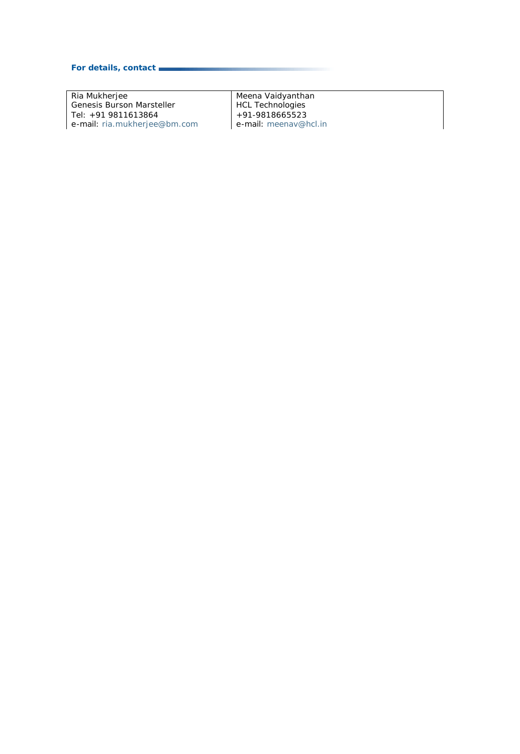**For details, contact**

| | |
|---|---|
| Ria Mukherjee<br>Genesis Burson Marsteller<br>Tel: +91 9811613864<br>e-mail: ria.mukherjee@bm.com | Meena Vaidyanthan<br>HCL Technologies<br>+91-9818665523<br>e-mail: meenav@hcl.in |